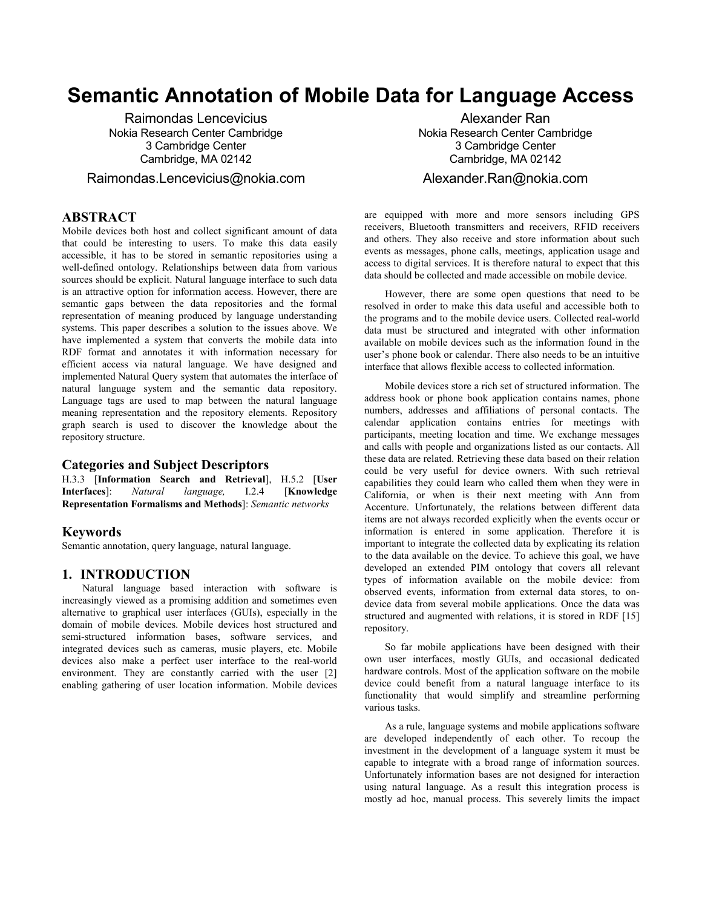# Semantic Annotation of Mobile Data for Language Access

Raimondas Lencevicius
Nokia Research Center Cambridge
3 Cambridge Center
Cambridge, MA 02142
Raimondas.Lencevicius@nokia.com

Alexander Ran
Nokia Research Center Cambridge
3 Cambridge Center
Cambridge, MA 02142
Alexander.Ran@nokia.com

## ABSTRACT

Mobile devices both host and collect significant amount of data that could be interesting to users. To make this data easily accessible, it has to be stored in semantic repositories using a well-defined ontology. Relationships between data from various sources should be explicit. Natural language interface to such data is an attractive option for information access. However, there are semantic gaps between the data repositories and the formal representation of meaning produced by language understanding systems. This paper describes a solution to the issues above. We have implemented a system that converts the mobile data into RDF format and annotates it with information necessary for efficient access via natural language. We have designed and implemented Natural Query system that automates the interface of natural language system and the semantic data repository. Language tags are used to map between the natural language meaning representation and the repository elements. Repository graph search is used to discover the knowledge about the repository structure.

## Categories and Subject Descriptors

H.3.3 [**Information Search and Retrieval**], H.5.2 [**User Interfaces**]: *Natural language,* I.2.4 [**Knowledge Representation Formalisms and Methods**]: *Semantic networks*

## Keywords

Semantic annotation, query language, natural language.

## 1. INTRODUCTION

Natural language based interaction with software is increasingly viewed as a promising addition and sometimes even alternative to graphical user interfaces (GUIs), especially in the domain of mobile devices. Mobile devices host structured and semi-structured information bases, software services, and integrated devices such as cameras, music players, etc. Mobile devices also make a perfect user interface to the real-world environment. They are constantly carried with the user [2] enabling gathering of user location information. Mobile devices are equipped with more and more sensors including GPS receivers, Bluetooth transmitters and receivers, RFID receivers and others. They also receive and store information about such events as messages, phone calls, meetings, application usage and access to digital services. It is therefore natural to expect that this data should be collected and made accessible on mobile device.

However, there are some open questions that need to be resolved in order to make this data useful and accessible both to the programs and to the mobile device users. Collected real-world data must be structured and integrated with other information available on mobile devices such as the information found in the user's phone book or calendar. There also needs to be an intuitive interface that allows flexible access to collected information.

Mobile devices store a rich set of structured information. The address book or phone book application contains names, phone numbers, addresses and affiliations of personal contacts. The calendar application contains entries for meetings with participants, meeting location and time. We exchange messages and calls with people and organizations listed as our contacts. All these data are related. Retrieving these data based on their relation could be very useful for device owners. With such retrieval capabilities they could learn who called them when they were in California, or when is their next meeting with Ann from Accenture. Unfortunately, the relations between different data items are not always recorded explicitly when the events occur or information is entered in some application. Therefore it is important to integrate the collected data by explicating its relation to the data available on the device. To achieve this goal, we have developed an extended PIM ontology that covers all relevant types of information available on the mobile device: from observed events, information from external data stores, to on-device data from several mobile applications. Once the data was structured and augmented with relations, it is stored in RDF [15] repository.

So far mobile applications have been designed with their own user interfaces, mostly GUIs, and occasional dedicated hardware controls. Most of the application software on the mobile device could benefit from a natural language interface to its functionality that would simplify and streamline performing various tasks.

As a rule, language systems and mobile applications software are developed independently of each other. To recoup the investment in the development of a language system it must be capable to integrate with a broad range of information sources. Unfortunately information bases are not designed for interaction using natural language. As a result this integration process is mostly ad hoc, manual process. This severely limits the impact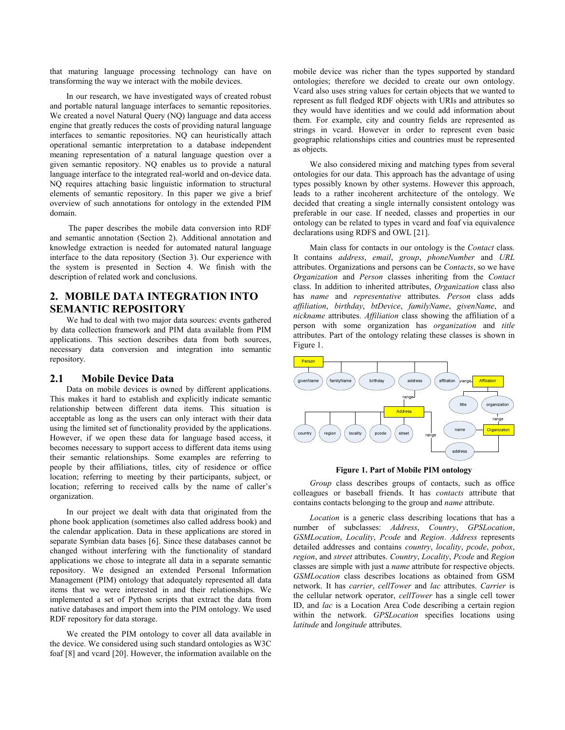that maturing language processing technology can have on transforming the way we interact with the mobile devices.

In our research, we have investigated ways of created robust and portable natural language interfaces to semantic repositories. We created a novel Natural Query (NQ) language and data access engine that greatly reduces the costs of providing natural language interfaces to semantic repositories. NQ can heuristically attach operational semantic interpretation to a database independent meaning representation of a natural language question over a given semantic repository. NQ enables us to provide a natural language interface to the integrated real-world and on-device data. NQ requires attaching basic linguistic information to structural elements of semantic repository. In this paper we give a brief overview of such annotations for ontology in the extended PIM domain.

The paper describes the mobile data conversion into RDF and semantic annotation (Section 2). Additional annotation and knowledge extraction is needed for automated natural language interface to the data repository (Section 3). Our experience with the system is presented in Section 4. We finish with the description of related work and conclusions.

## 2. MOBILE DATA INTEGRATION INTO SEMANTIC REPOSITORY

We had to deal with two major data sources: events gathered by data collection framework and PIM data available from PIM applications. This section describes data from both sources, necessary data conversion and integration into semantic repository.

### 2.1 Mobile Device Data

Data on mobile devices is owned by different applications. This makes it hard to establish and explicitly indicate semantic relationship between different data items. This situation is acceptable as long as the users can only interact with their data using the limited set of functionality provided by the applications. However, if we open these data for language based access, it becomes necessary to support access to different data items using their semantic relationships. Some examples are referring to people by their affiliations, titles, city of residence or office location; referring to meeting by their participants, subject, or location; referring to received calls by the name of caller's organization.

In our project we dealt with data that originated from the phone book application (sometimes also called address book) and the calendar application. Data in these applications are stored in separate Symbian data bases [6]. Since these databases cannot be changed without interfering with the functionality of standard applications we chose to integrate all data in a separate semantic repository. We designed an extended Personal Information Management (PIM) ontology that adequately represented all data items that we were interested in and their relationships. We implemented a set of Python scripts that extract the data from native databases and import them into the PIM ontology. We used RDF repository for data storage.

We created the PIM ontology to cover all data available in the device. We considered using such standard ontologies as W3C foaf [8] and vcard [20]. However, the information available on the mobile device was richer than the types supported by standard ontologies; therefore we decided to create our own ontology. Vcard also uses string values for certain objects that we wanted to represent as full fledged RDF objects with URIs and attributes so they would have identities and we could add information about them. For example, city and country fields are represented as strings in vcard. However in order to represent even basic geographic relationships cities and countries must be represented as objects.

We also considered mixing and matching types from several ontologies for our data. This approach has the advantage of using types possibly known by other systems. However this approach, leads to a rather incoherent architecture of the ontology. We decided that creating a single internally consistent ontology was preferable in our case. If needed, classes and properties in our ontology can be related to types in vcard and foaf via equivalence declarations using RDFS and OWL [21].

Main class for contacts in our ontology is the *Contact* class. It contains *address*, *email*, *group*, *phoneNumber* and *URL* attributes. Organizations and persons can be *Contacts*, so we have *Organization* and *Person* classes inheriting from the *Contact* class. In addition to inherited attributes, *Organization* class also has *name* and *representative* attributes. *Person* class adds *affiliation*, *birthday*, *btDevice*, *familyName*, *givenName*, and *nickname* attributes. *Affiliation* class showing the affiliation of a person with some organization has *organization* and *title* attributes. Part of the ontology relating these classes is shown in Figure 1.

**Figure 1. Part of Mobile PIM ontology**

*Group* class describes groups of contacts, such as office colleagues or baseball friends. It has *contacts* attribute that contains contacts belonging to the group and *name* attribute.

*Location* is a generic class describing locations that has a number of subclasses: *Address*, *Country*, *GPSLocation*, *GSMLocation*, *Locality*, *Pcode* and *Region*. *Address* represents detailed addresses and contains *country*, *locality*, *pcode*, *pobox*, *region*, and *street* attributes. *Country*, *Locality*, *Pcode* and *Region* classes are simple with just a *name* attribute for respective objects. *GSMLocation* class describes locations as obtained from GSM network. It has *carrier*, *cellTower* and *lac* attributes. *Carrier* is the cellular network operator, *cellTower* has a single cell tower ID, and *lac* is a Location Area Code describing a certain region within the network. *GPSLocation* specifies locations using *latitude* and *longitude* attributes.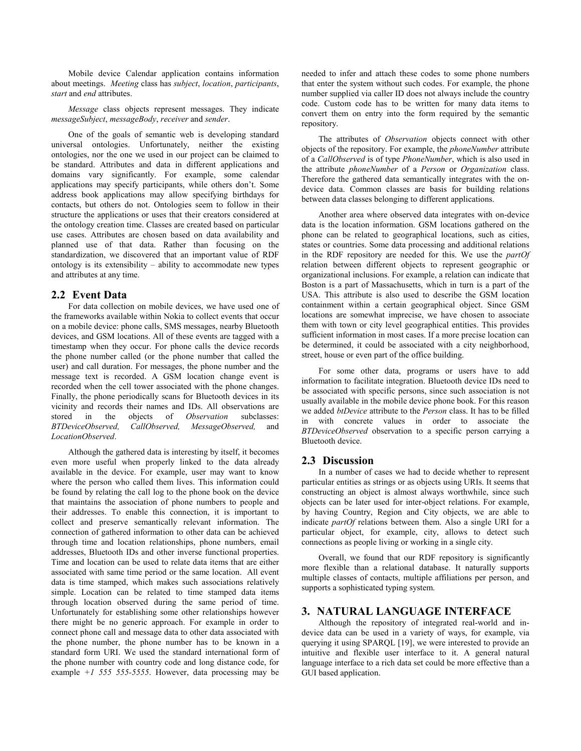Mobile device Calendar application contains information about meetings. *Meeting* class has *subject*, *location*, *participants*, *start* and *end* attributes.

*Message* class objects represent messages. They indicate *messageSubject*, *messageBody*, *receiver* and *sender*.

One of the goals of semantic web is developing standard universal ontologies. Unfortunately, neither the existing ontologies, nor the one we used in our project can be claimed to be standard. Attributes and data in different applications and domains vary significantly. For example, some calendar applications may specify participants, while others don't. Some address book applications may allow specifying birthdays for contacts, but others do not. Ontologies seem to follow in their structure the applications or uses that their creators considered at the ontology creation time. Classes are created based on particular use cases. Attributes are chosen based on data availability and planned use of that data. Rather than focusing on the standardization, we discovered that an important value of RDF ontology is its extensibility – ability to accommodate new types and attributes at any time.

## 2.2 Event Data

For data collection on mobile devices, we have used one of the frameworks available within Nokia to collect events that occur on a mobile device: phone calls, SMS messages, nearby Bluetooth devices, and GSM locations. All of these events are tagged with a timestamp when they occur. For phone calls the device records the phone number called (or the phone number that called the user) and call duration. For messages, the phone number and the message text is recorded. A GSM location change event is recorded when the cell tower associated with the phone changes. Finally, the phone periodically scans for Bluetooth devices in its vicinity and records their names and IDs. All observations are stored in the objects of *Observation* subclasses: *BTDeviceObserved, CallObserved, MessageObserved,* and *LocationObserved*.

Although the gathered data is interesting by itself, it becomes even more useful when properly linked to the data already available in the device. For example, user may want to know where the person who called them lives. This information could be found by relating the call log to the phone book on the device that maintains the association of phone numbers to people and their addresses. To enable this connection, it is important to collect and preserve semantically relevant information. The connection of gathered information to other data can be achieved through time and location relationships, phone numbers, email addresses, Bluetooth IDs and other inverse functional properties. Time and location can be used to relate data items that are either associated with same time period or the same location. All event data is time stamped, which makes such associations relatively simple. Location can be related to time stamped data items through location observed during the same period of time. Unfortunately for establishing some other relationships however there might be no generic approach. For example in order to connect phone call and message data to other data associated with the phone number, the phone number has to be known in a standard form URI. We used the standard international form of the phone number with country code and long distance code, for example *+1 555 555-5555*. However, data processing may be needed to infer and attach these codes to some phone numbers that enter the system without such codes. For example, the phone number supplied via caller ID does not always include the country code. Custom code has to be written for many data items to convert them on entry into the form required by the semantic repository.

The attributes of *Observation* objects connect with other objects of the repository. For example, the *phoneNumber* attribute of a *CallObserved* is of type *PhoneNumber*, which is also used in the attribute *phoneNumber* of a *Person* or *Organization* class. Therefore the gathered data semantically integrates with the on-device data. Common classes are basis for building relations between data classes belonging to different applications.

Another area where observed data integrates with on-device data is the location information. GSM locations gathered on the phone can be related to geographical locations, such as cities, states or countries. Some data processing and additional relations in the RDF repository are needed for this. We use the *partOf* relation between different objects to represent geographic or organizational inclusions. For example, a relation can indicate that Boston is a part of Massachusetts, which in turn is a part of the USA. This attribute is also used to describe the GSM location containment within a certain geographical object. Since GSM locations are somewhat imprecise, we have chosen to associate them with town or city level geographical entities. This provides sufficient information in most cases. If a more precise location can be determined, it could be associated with a city neighborhood, street, house or even part of the office building.

For some other data, programs or users have to add information to facilitate integration. Bluetooth device IDs need to be associated with specific persons, since such association is not usually available in the mobile device phone book. For this reason we added *btDevice* attribute to the *Person* class. It has to be filled in with concrete values in order to associate the *BTDeviceObserved* observation to a specific person carrying a Bluetooth device.

## 2.3 Discussion

In a number of cases we had to decide whether to represent particular entities as strings or as objects using URIs. It seems that constructing an object is almost always worthwhile, since such objects can be later used for inter-object relations. For example, by having Country, Region and City objects, we are able to indicate *partOf* relations between them. Also a single URI for a particular object, for example, city, allows to detect such connections as people living or working in a single city.

Overall, we found that our RDF repository is significantly more flexible than a relational database. It naturally supports multiple classes of contacts, multiple affiliations per person, and supports a sophisticated typing system.

# 3. NATURAL LANGUAGE INTERFACE

Although the repository of integrated real-world and in-device data can be used in a variety of ways, for example, via querying it using SPARQL [19], we were interested to provide an intuitive and flexible user interface to it. A general natural language interface to a rich data set could be more effective than a GUI based application.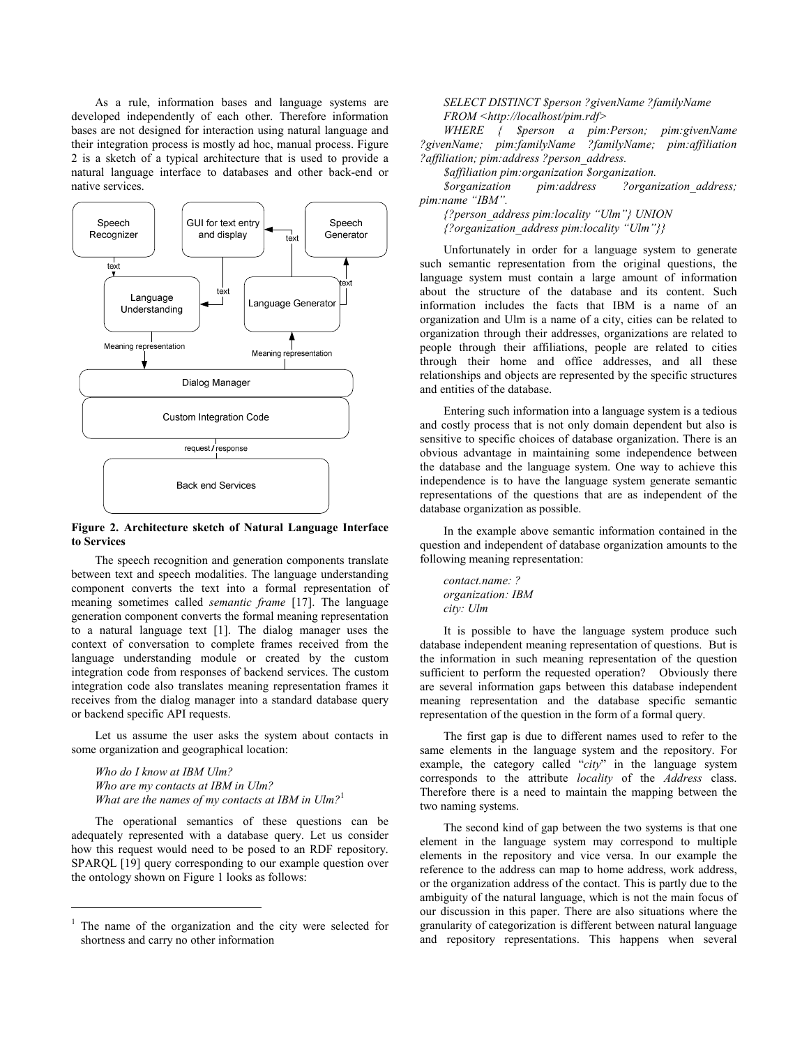As a rule, information bases and language systems are developed independently of each other. Therefore information bases are not designed for interaction using natural language and their integration process is mostly ad hoc, manual process. Figure 2 is a sketch of a typical architecture that is used to provide a natural language interface to databases and other back-end or native services.

**Figure 2. Architecture sketch of Natural Language Interface to Services**

The speech recognition and generation components translate between text and speech modalities. The language understanding component converts the text into a formal representation of meaning sometimes called *semantic frame* [17]. The language generation component converts the formal meaning representation to a natural language text [1]. The dialog manager uses the context of conversation to complete frames received from the language understanding module or created by the custom integration code from responses of backend services. The custom integration code also translates meaning representation frames it receives from the dialog manager into a standard database query or backend specific API requests.

Let us assume the user asks the system about contacts in some organization and geographical location:

*Who do I know at IBM Ulm?*
*Who are my contacts at IBM in Ulm?*
*What are the names of my contacts at IBM in Ulm?*[1]

The operational semantics of these questions can be adequately represented with a database query. Let us consider how this request would need to be posed to an RDF repository. SPARQL [19] query corresponding to our example question over the ontology shown on Figure 1 looks as follows:

```
SELECT DISTINCT $person ?givenName ?familyName
FROM <http://localhost/pim.rdf>
WHERE { $person a pim:Person; pim:givenName ?givenName; pim:familyName ?familyName; pim:affiliation ?affiliation; pim:address ?person_address.
$affiliation pim:organization $organization.
$organization pim:address ?organization_address; pim:name "IBM".
{?person_address pim:locality "Ulm"} UNION
{?organization_address pim:locality "Ulm"}}
```

Unfortunately in order for a language system to generate such semantic representation from the original questions, the language system must contain a large amount of information about the structure of the database and its content. Such information includes the facts that IBM is a name of an organization and Ulm is a name of a city, cities can be related to organization through their addresses, organizations are related to people through their affiliations, people are related to cities through their home and office addresses, and all these relationships and objects are represented by the specific structures and entities of the database.

Entering such information into a language system is a tedious and costly process that is not only domain dependent but also is sensitive to specific choices of database organization. There is an obvious advantage in maintaining some independence between the database and the language system. One way to achieve this independence is to have the language system generate semantic representations of the questions that are as independent of the database organization as possible.

In the example above semantic information contained in the question and independent of database organization amounts to the following meaning representation:

*contact.name: ?*
*organization: IBM*
*city: Ulm*

It is possible to have the language system produce such database independent meaning representation of questions. But is the information in such meaning representation of the question sufficient to perform the requested operation? Obviously there are several information gaps between this database independent meaning representation and the database specific semantic representation of the question in the form of a formal query.

The first gap is due to different names used to refer to the same elements in the language system and the repository. For example, the category called "*city*" in the language system corresponds to the attribute *locality* of the *Address* class. Therefore there is a need to maintain the mapping between the two naming systems.

The second kind of gap between the two systems is that one element in the language system may correspond to multiple elements in the repository and vice versa. In our example the reference to the address can map to home address, work address, or the organization address of the contact. This is partly due to the ambiguity of the natural language, which is not the main focus of our discussion in this paper. There are also situations where the granularity of categorization is different between natural language and repository representations. This happens when several

[1] The name of the organization and the city were selected for shortness and carry no other information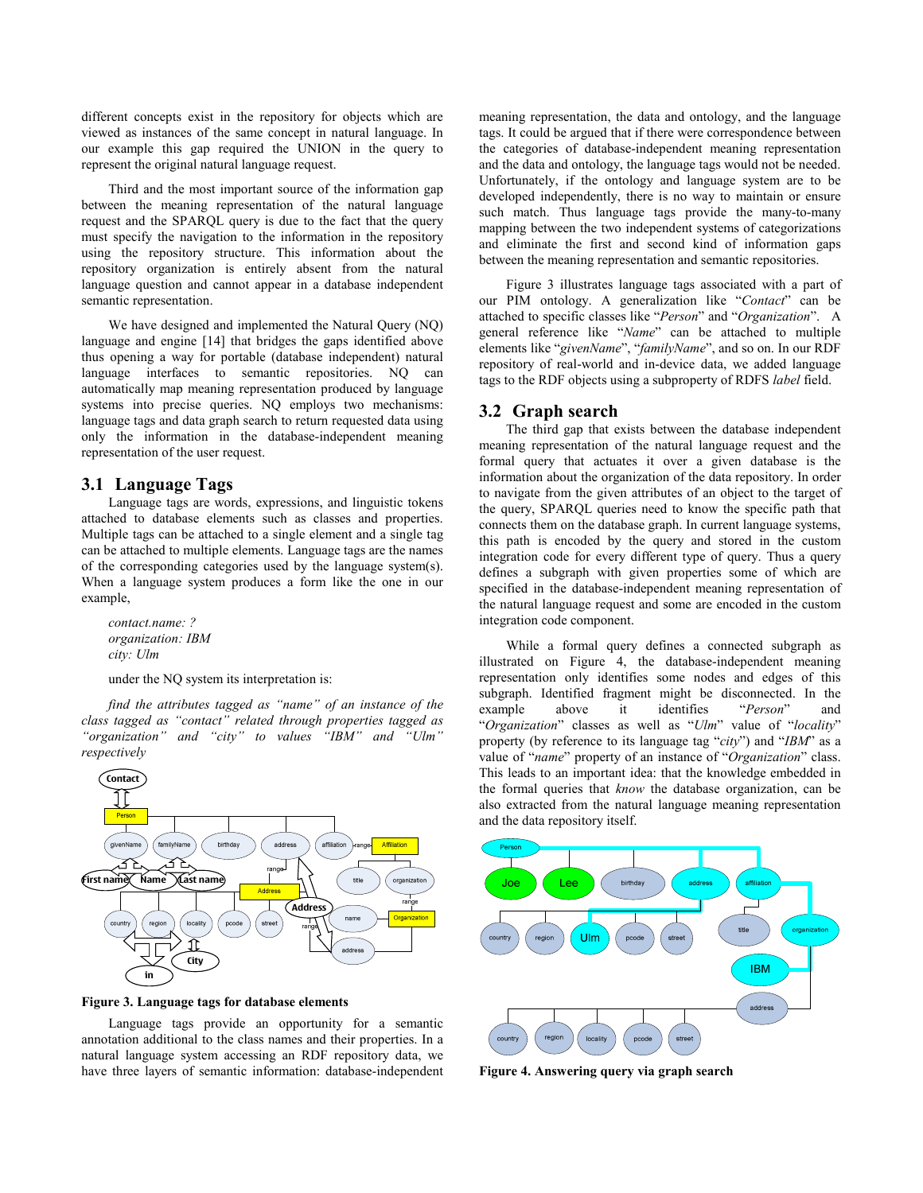different concepts exist in the repository for objects which are viewed as instances of the same concept in natural language. In our example this gap required the UNION in the query to represent the original natural language request.

Third and the most important source of the information gap between the meaning representation of the natural language request and the SPARQL query is due to the fact that the query must specify the navigation to the information in the repository using the repository structure. This information about the repository organization is entirely absent from the natural language question and cannot appear in a database independent semantic representation.

We have designed and implemented the Natural Query (NQ) language and engine [14] that bridges the gaps identified above thus opening a way for portable (database independent) natural language interfaces to semantic repositories. NQ can automatically map meaning representation produced by language systems into precise queries. NQ employs two mechanisms: language tags and data graph search to return requested data using only the information in the database-independent meaning representation of the user request.

## 3.1 Language Tags

Language tags are words, expressions, and linguistic tokens attached to database elements such as classes and properties. Multiple tags can be attached to a single element and a single tag can be attached to multiple elements. Language tags are the names of the corresponding categories used by the language system(s). When a language system produces a form like the one in our example,

*contact.name: ?*
*organization: IBM*
*city: Ulm*

under the NQ system its interpretation is:

*find the attributes tagged as "name" of an instance of the class tagged as "contact" related through properties tagged as "organization" and "city" to values "IBM" and "Ulm" respectively*

**Figure 3. Language tags for database elements**

Language tags provide an opportunity for a semantic annotation additional to the class names and their properties. In a natural language system accessing an RDF repository data, we have three layers of semantic information: database-independent meaning representation, the data and ontology, and the language tags. It could be argued that if there were correspondence between the categories of database-independent meaning representation and the data and ontology, the language tags would not be needed. Unfortunately, if the ontology and language system are to be developed independently, there is no way to maintain or ensure such match. Thus language tags provide the many-to-many mapping between the two independent systems of categorizations and eliminate the first and second kind of information gaps between the meaning representation and semantic repositories.

Figure 3 illustrates language tags associated with a part of our PIM ontology. A generalization like "*Contact*" can be attached to specific classes like "*Person*" and "*Organization*". A general reference like "*Name*" can be attached to multiple elements like "*givenName*", "*familyName*", and so on. In our RDF repository of real-world and in-device data, we added language tags to the RDF objects using a subproperty of RDFS *label* field.

## 3.2 Graph search

The third gap that exists between the database independent meaning representation of the natural language request and the formal query that actuates it over a given database is the information about the organization of the data repository. In order to navigate from the given attributes of an object to the target of the query, SPARQL queries need to know the specific path that connects them on the database graph. In current language systems, this path is encoded by the query and stored in the custom integration code for every different type of query. Thus a query defines a subgraph with given properties some of which are specified in the database-independent meaning representation of the natural language request and some are encoded in the custom integration code component.

While a formal query defines a connected subgraph as illustrated on Figure 4, the database-independent meaning representation only identifies some nodes and edges of this subgraph. Identified fragment might be disconnected. In the example above it identifies "*Person*" and "*Organization*" classes as well as "*Ulm*" value of "*locality*" property (by reference to its language tag "*city*") and "*IBM*" as a value of "*name*" property of an instance of "*Organization*" class. This leads to an important idea: that the knowledge embedded in the formal queries that *know* the database organization, can be also extracted from the natural language meaning representation and the data repository itself.

**Figure 4. Answering query via graph search**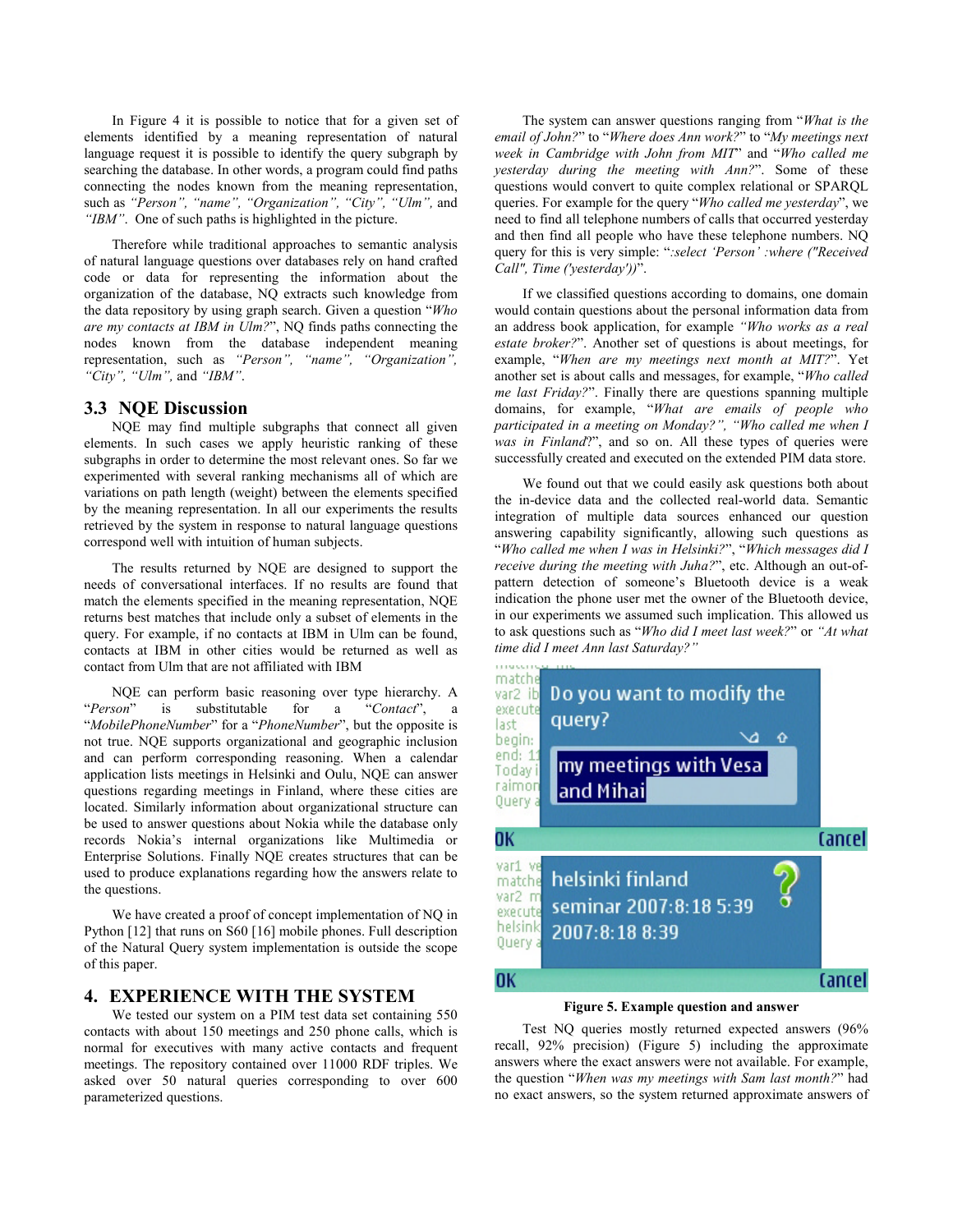In Figure 4 it is possible to notice that for a given set of elements identified by a meaning representation of natural language request it is possible to identify the query subgraph by searching the database. In other words, a program could find paths connecting the nodes known from the meaning representation, such as *"Person", "name", "Organization", "City", "Ulm",* and *"IBM"*. One of such paths is highlighted in the picture.

Therefore while traditional approaches to semantic analysis of natural language questions over databases rely on hand crafted code or data for representing the information about the organization of the database, NQ extracts such knowledge from the data repository by using graph search. Given a question "*Who are my contacts at IBM in Ulm?*", NQ finds paths connecting the nodes known from the database independent meaning representation, such as *"Person", "name", "Organization", "City", "Ulm",* and *"IBM"*.

### 3.3 NQE Discussion

NQE may find multiple subgraphs that connect all given elements. In such cases we apply heuristic ranking of these subgraphs in order to determine the most relevant ones. So far we experimented with several ranking mechanisms all of which are variations on path length (weight) between the elements specified by the meaning representation. In all our experiments the results retrieved by the system in response to natural language questions correspond well with intuition of human subjects.

The results returned by NQE are designed to support the needs of conversational interfaces. If no results are found that match the elements specified in the meaning representation, NQE returns best matches that include only a subset of elements in the query. For example, if no contacts at IBM in Ulm can be found, contacts at IBM in other cities would be returned as well as contact from Ulm that are not affiliated with IBM

NQE can perform basic reasoning over type hierarchy. A "*Person*" is substitutable for a "*Contact*", a "*MobilePhoneNumber*" for a "*PhoneNumber*", but the opposite is not true. NQE supports organizational and geographic inclusion and can perform corresponding reasoning. When a calendar application lists meetings in Helsinki and Oulu, NQE can answer questions regarding meetings in Finland, where these cities are located. Similarly information about organizational structure can be used to answer questions about Nokia while the database only records Nokia's internal organizations like Multimedia or Enterprise Solutions. Finally NQE creates structures that can be used to produce explanations regarding how the answers relate to the questions.

We have created a proof of concept implementation of NQ in Python [12] that runs on S60 [16] mobile phones. Full description of the Natural Query system implementation is outside the scope of this paper.

## 4. EXPERIENCE WITH THE SYSTEM

We tested our system on a PIM test data set containing 550 contacts with about 150 meetings and 250 phone calls, which is normal for executives with many active contacts and frequent meetings. The repository contained over 11000 RDF triples. We asked over 50 natural queries corresponding to over 600 parameterized questions.

The system can answer questions ranging from "*What is the email of John?*" to "*Where does Ann work?*" to "*My meetings next week in Cambridge with John from MIT*" and "*Who called me yesterday during the meeting with Ann?*". Some of these questions would convert to quite complex relational or SPARQL queries. For example for the query "*Who called me yesterday*", we need to find all telephone numbers of calls that occurred yesterday and then find all people who have these telephone numbers. NQ query for this is very simple: "*:select 'Person' :where ("Received Call", Time ('yesterday'))*".

If we classified questions according to domains, one domain would contain questions about the personal information data from an address book application, for example *"Who works as a real estate broker?*". Another set of questions is about meetings, for example, "*When are my meetings next month at MIT?*". Yet another set is about calls and messages, for example, "*Who called me last Friday?*". Finally there are questions spanning multiple domains, for example, *"What are emails of people who participated in a meeting on Monday?", "Who called me when I was in Finland*?", and so on. All these types of queries were successfully created and executed on the extended PIM data store.

We found out that we could easily ask questions both about the in-device data and the collected real-world data. Semantic integration of multiple data sources enhanced our question answering capability significantly, allowing such questions as "*Who called me when I was in Helsinki?*", "*Which messages did I receive during the meeting with Juha?*", etc. Although an out-of-pattern detection of someone's Bluetooth device is a weak indication the phone user met the owner of the Bluetooth device, in our experiments we assumed such implication. This allowed us to ask questions such as "*Who did I meet last week?*" or *"At what time did I meet Ann last Saturday?"*

**Figure 5. Example question and answer**

Test NQ queries mostly returned expected answers (96% recall, 92% precision) (Figure 5) including the approximate answers where the exact answers were not available. For example, the question "*When was my meetings with Sam last month?*" had no exact answers, so the system returned approximate answers of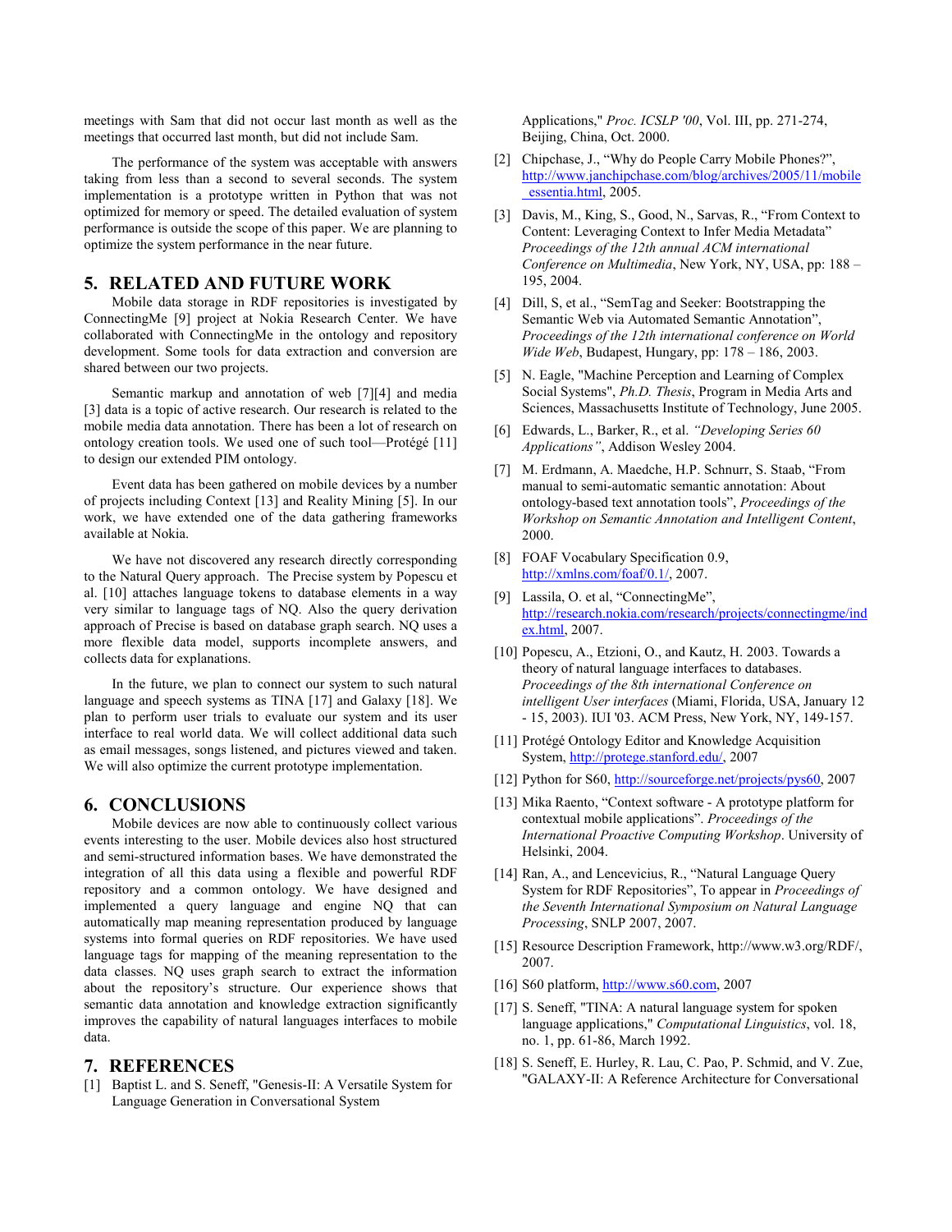meetings with Sam that did not occur last month as well as the meetings that occurred last month, but did not include Sam.

The performance of the system was acceptable with answers taking from less than a second to several seconds. The system implementation is a prototype written in Python that was not optimized for memory or speed. The detailed evaluation of system performance is outside the scope of this paper. We are planning to optimize the system performance in the near future.

## 5. RELATED AND FUTURE WORK

Mobile data storage in RDF repositories is investigated by ConnectingMe [9] project at Nokia Research Center. We have collaborated with ConnectingMe in the ontology and repository development. Some tools for data extraction and conversion are shared between our two projects.

Semantic markup and annotation of web [7][4] and media [3] data is a topic of active research. Our research is related to the mobile media data annotation. There has been a lot of research on ontology creation tools. We used one of such tool—Protégé [11] to design our extended PIM ontology.

Event data has been gathered on mobile devices by a number of projects including Context [13] and Reality Mining [5]. In our work, we have extended one of the data gathering frameworks available at Nokia.

We have not discovered any research directly corresponding to the Natural Query approach. The Precise system by Popescu et al. [10] attaches language tokens to database elements in a way very similar to language tags of NQ. Also the query derivation approach of Precise is based on database graph search. NQ uses a more flexible data model, supports incomplete answers, and collects data for explanations.

In the future, we plan to connect our system to such natural language and speech systems as TINA [17] and Galaxy [18]. We plan to perform user trials to evaluate our system and its user interface to real world data. We will collect additional data such as email messages, songs listened, and pictures viewed and taken. We will also optimize the current prototype implementation.

## 6. CONCLUSIONS

Mobile devices are now able to continuously collect various events interesting to the user. Mobile devices also host structured and semi-structured information bases. We have demonstrated the integration of all this data using a flexible and powerful RDF repository and a common ontology. We have designed and implemented a query language and engine NQ that can automatically map meaning representation produced by language systems into formal queries on RDF repositories. We have used language tags for mapping of the meaning representation to the data classes. NQ uses graph search to extract the information about the repository's structure. Our experience shows that semantic data annotation and knowledge extraction significantly improves the capability of natural languages interfaces to mobile data.

## 7. REFERENCES

[1] Baptist L. and S. Seneff, "Genesis-II: A Versatile System for Language Generation in Conversational System Applications," *Proc. ICSLP '00*, Vol. III, pp. 271-274, Beijing, China, Oct. 2000.

[2] Chipchase, J., "Why do People Carry Mobile Phones?", http://www.janchipchase.com/blog/archives/2005/11/mobile_essentia.html, 2005.

[3] Davis, M., King, S., Good, N., Sarvas, R., "From Context to Content: Leveraging Context to Infer Media Metadata" *Proceedings of the 12th annual ACM international Conference on Multimedia*, New York, NY, USA, pp: 188 – 195, 2004.

[4] Dill, S, et al., "SemTag and Seeker: Bootstrapping the Semantic Web via Automated Semantic Annotation", *Proceedings of the 12th international conference on World Wide Web*, Budapest, Hungary, pp: 178 – 186, 2003.

[5] N. Eagle, "Machine Perception and Learning of Complex Social Systems", *Ph.D. Thesis*, Program in Media Arts and Sciences, Massachusetts Institute of Technology, June 2005.

[6] Edwards, L., Barker, R., et al. *"Developing Series 60 Applications"*, Addison Wesley 2004.

[7] M. Erdmann, A. Maedche, H.P. Schnurr, S. Staab, "From manual to semi-automatic semantic annotation: About ontology-based text annotation tools", *Proceedings of the Workshop on Semantic Annotation and Intelligent Content*, 2000.

[8] FOAF Vocabulary Specification 0.9, http://xmlns.com/foaf/0.1/, 2007.

[9] Lassila, O. et al, "ConnectingMe", http://research.nokia.com/research/projects/connectingme/index.html, 2007.

[10] Popescu, A., Etzioni, O., and Kautz, H. 2003. Towards a theory of natural language interfaces to databases. *Proceedings of the 8th international Conference on intelligent User interfaces* (Miami, Florida, USA, January 12 - 15, 2003). IUI '03. ACM Press, New York, NY, 149-157.

[11] Protégé Ontology Editor and Knowledge Acquisition System, http://protege.stanford.edu/, 2007

[12] Python for S60, http://sourceforge.net/projects/pys60, 2007

[13] Mika Raento, "Context software - A prototype platform for contextual mobile applications". *Proceedings of the International Proactive Computing Workshop*. University of Helsinki, 2004.

[14] Ran, A., and Lencevicius, R., "Natural Language Query System for RDF Repositories", To appear in *Proceedings of the Seventh International Symposium on Natural Language Processing*, SNLP 2007, 2007.

[15] Resource Description Framework, http://www.w3.org/RDF/, 2007.

[16] S60 platform, http://www.s60.com, 2007

[17] S. Seneff, "TINA: A natural language system for spoken language applications," *Computational Linguistics*, vol. 18, no. 1, pp. 61-86, March 1992.

[18] S. Seneff, E. Hurley, R. Lau, C. Pao, P. Schmid, and V. Zue, "GALAXY-II: A Reference Architecture for Conversational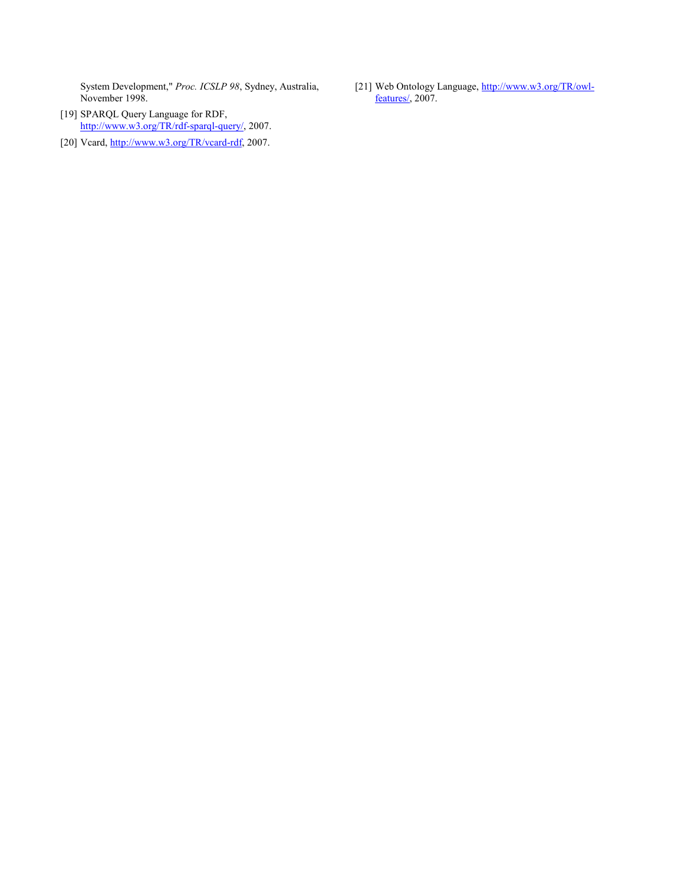System Development," *Proc. ICSLP 98*, Sydney, Australia, November 1998.

[19] SPARQL Query Language for RDF, http://www.w3.org/TR/rdf-sparql-query/, 2007.

[20] Vcard, http://www.w3.org/TR/vcard-rdf, 2007.

[21] Web Ontology Language, http://www.w3.org/TR/owl-features/, 2007.